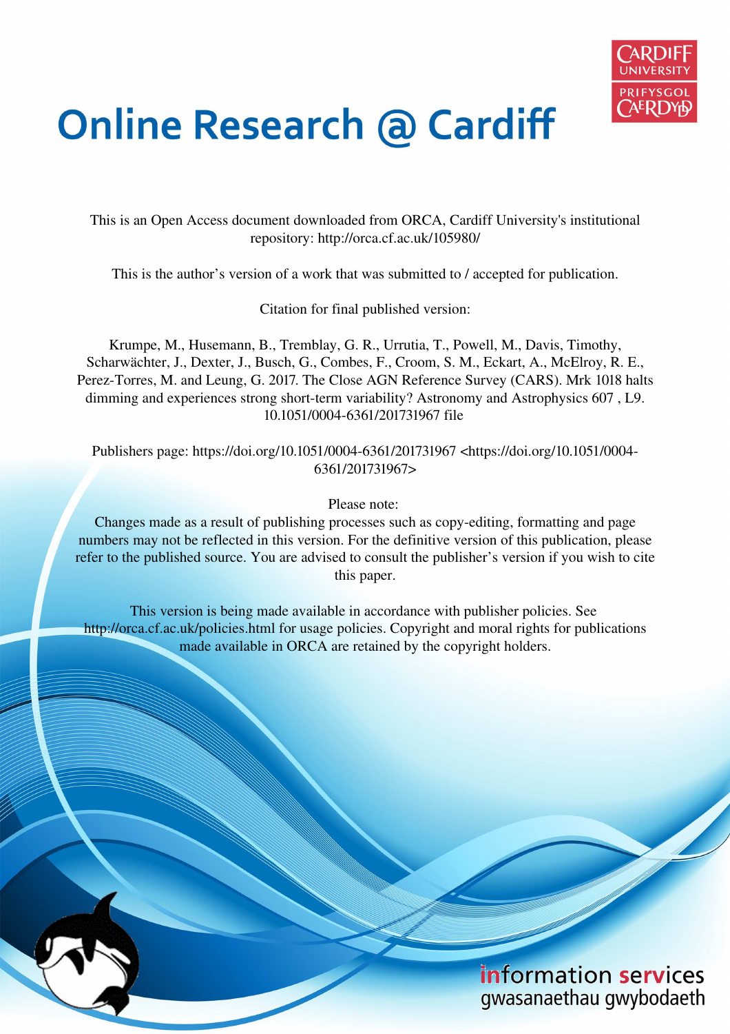# Online Research @ Cardiff

This is an Open Access document downloaded from ORCA, Cardiff University's institutional repository: http://orca.cf.ac.uk/105980/

This is the author's version of a work that was submitted to / accepted for publication.

Citation for final published version:

Krumpe, M., Husemann, B., Tremblay, G. R., Urrutia, T., Powell, M., Davis, Timothy, Scharwächter, J., Dexter, J., Busch, G., Combes, F., Croom, S. M., Eckart, A., McElroy, R. E., Perez-Torres, M. and Leung, G. 2017. The Close AGN Reference Survey (CARS). Mrk 1018 halts dimming and experiences strong short-term variability? Astronomy and Astrophysics 607 , L9. 10.1051/0004-6361/201731967 file

Publishers page: https://doi.org/10.1051/0004-6361/201731967 <https://doi.org/10.1051/0004-6361/201731967>

Please note:
Changes made as a result of publishing processes such as copy-editing, formatting and page numbers may not be reflected in this version. For the definitive version of this publication, please refer to the published source. You are advised to consult the publisher's version if you wish to cite this paper.

This version is being made available in accordance with publisher policies. See http://orca.cf.ac.uk/policies.html for usage policies. Copyright and moral rights for publications made available in ORCA are retained by the copyright holders.

information services
gwasanaethau gwybodaeth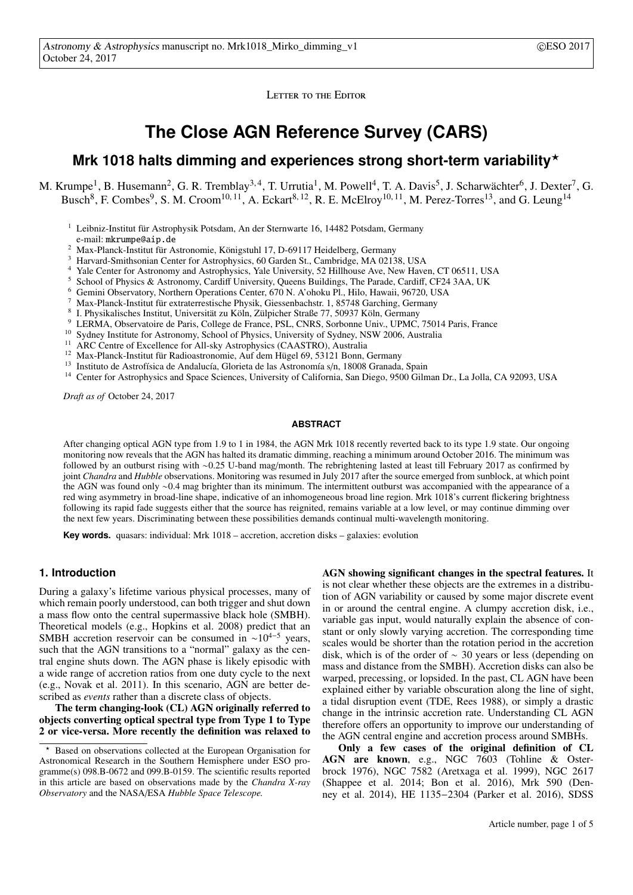Letter to the Editor

# The Close AGN Reference Survey (CARS)

## Mrk 1018 halts dimming and experiences strong short-term variability⋆

M. Krumpe[1], B. Husemann[2], G. R. Tremblay[3,4], T. Urrutia[1], M. Powell[4], T. A. Davis[5], J. Scharwächter[6], J. Dexter[7], G. Busch[8], F. Combes[9], S. M. Croom[10,11], A. Eckart[8,12], R. E. McElroy[10,11], M. Perez-Torres[13], and G. Leung[14]

[1] Leibniz-Institut für Astrophysik Potsdam, An der Sternwarte 16, 14482 Potsdam, Germany  
e-mail: mkrumpe@aip.de  
[2] Max-Planck-Institut für Astronomie, Königstuhl 17, D-69117 Heidelberg, Germany  
[3] Harvard-Smithsonian Center for Astrophysics, 60 Garden St., Cambridge, MA 02138, USA  
[4] Yale Center for Astronomy and Astrophysics, Yale University, 52 Hillhouse Ave, New Haven, CT 06511, USA  
[5] School of Physics & Astronomy, Cardiff University, Queens Buildings, The Parade, Cardiff, CF24 3AA, UK  
[6] Gemini Observatory, Northern Operations Center, 670 N. A'ohoku Pl., Hilo, Hawaii, 96720, USA  
[7] Max-Planck-Institut für extraterrestische Physik, Giessenbachstr. 1, 85748 Garching, Germany  
[8] I. Physikalisches Institut, Universität zu Köln, Zülpicher Straße 77, 50937 Köln, Germany  
[9] LERMA, Observatoire de Paris, College de France, PSL, CNRS, Sorbonne Univ., UPMC, 75014 Paris, France  
[10] Sydney Institute for Astronomy, School of Physics, University of Sydney, NSW 2006, Australia  
[11] ARC Centre of Excellence for All-sky Astrophysics (CAASTRO), Australia  
[12] Max-Planck-Institut für Radioastronomie, Auf dem Hügel 69, 53121 Bonn, Germany  
[13] Instituto de Astrofísica de Andalucía, Glorieta de las Astronomía s/n, 18008 Granada, Spain  
[14] Center for Astrophysics and Space Sciences, University of California, San Diego, 9500 Gilman Dr., La Jolla, CA 92093, USA

*Draft as of* October 24, 2017

### ABSTRACT

After changing optical AGN type from 1.9 to 1 in 1984, the AGN Mrk 1018 recently reverted back to its type 1.9 state. Our ongoing monitoring now reveals that the AGN has halted its dramatic dimming, reaching a minimum around October 2016. The minimum was followed by an outburst rising with ∼0.25 U-band mag/month. The rebrightening lasted at least till February 2017 as confirmed by joint *Chandra* and *Hubble* observations. Monitoring was resumed in July 2017 after the source emerged from sunblock, at which point the AGN was found only ∼0.4 mag brighter than its minimum. The intermittent outburst was accompanied with the appearance of a red wing asymmetry in broad-line shape, indicative of an inhomogeneous broad line region. Mrk 1018's current flickering brightness following its rapid fade suggests either that the source has reignited, remains variable at a low level, or may continue dimming over the next few years. Discriminating between these possibilities demands continual multi-wavelength monitoring.

**Key words.** quasars: individual: Mrk 1018 – accretion, accretion disks – galaxies: evolution

## 1. Introduction

During a galaxy's lifetime various physical processes, many of which remain poorly understood, can both trigger and shut down a mass flow onto the central supermassive black hole (SMBH). Theoretical models (e.g., Hopkins et al. 2008) predict that an SMBH accretion reservoir can be consumed in $\sim 10^{4-5}$ years, such that the AGN transitions to a "normal" galaxy as the central engine shuts down. The AGN phase is likely episodic with a wide range of accretion ratios from one duty cycle to the next (e.g., Novak et al. 2011). In this scenario, AGN are better described as *events* rather than a discrete class of objects.

**The term changing-look (CL) AGN originally referred to objects converting optical spectral type from Type 1 to Type 2 or vice-versa. More recently the definition was relaxed to AGN showing significant changes in the spectral features.** It is not clear whether these objects are the extremes in a distribution of AGN variability or caused by some major discrete event in or around the central engine. A clumpy accretion disk, i.e., variable gas input, would naturally explain the absence of constant or only slowly varying accretion. The corresponding time scales would be shorter than the rotation period in the accretion disk, which is of the order of ∼ 30 years or less (depending on mass and distance from the SMBH). Accretion disks can also be warped, precessing, or lopsided. In the past, CL AGN have been explained either by variable obscuration along the line of sight, a tidal disruption event (TDE, Rees 1988), or simply a drastic change in the intrinsic accretion rate. Understanding CL AGN therefore offers an opportunity to improve our understanding of the AGN central engine and accretion process around SMBHs.

**Only a few cases of the original definition of CL AGN are known**, e.g., NGC 7603 (Tohline & Osterbrock 1976), NGC 7582 (Aretxaga et al. 1999), NGC 2617 (Shappee et al. 2014; Bon et al. 2016), Mrk 590 (Denney et al. 2014), HE 1135−2304 (Parker et al. 2016), SDSS

⋆ Based on observations collected at the European Organisation for Astronomical Research in the Southern Hemisphere under ESO programme(s) 098.B-0672 and 099.B-0159. The scientific results reported in this article are based on observations made by the *Chandra X-ray Observatory* and the NASA/ESA *Hubble Space Telescope.*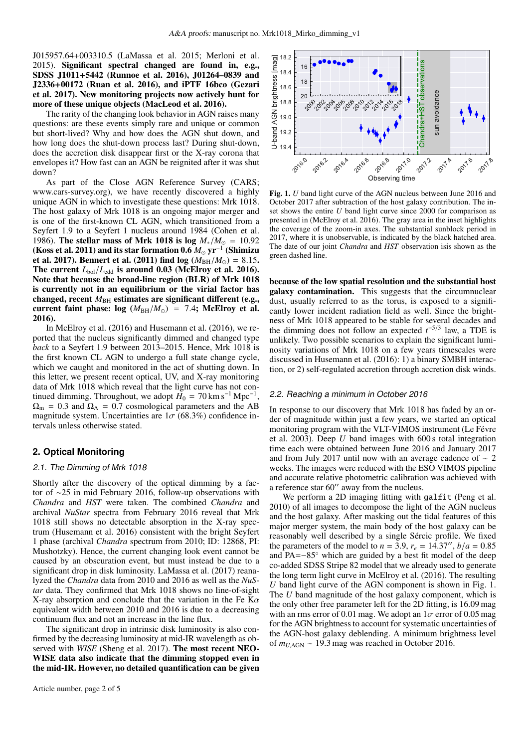J015957.64+003310.5 (LaMassa et al. 2015; Merloni et al. 2015). **Significant spectral changed are found in, e.g., SDSS J1011+5442 (Runnoe et al. 2016), J01264–0839 and J2336+00172 (Ruan et al. 2016), and iPTF 16bco (Gezari et al. 2017). New monitoring projects now actively hunt for more of these unique objects (MacLeod et al. 2016).**

The rarity of the changing look behavior in AGN raises many questions: are these events simply rare and unique or common but short-lived? Why and how does the AGN shut down, and how long does the shut-down process last? During shut-down, does the accretion disk disappear first or the X-ray corona that envelopes it? How fast can an AGN be reignited after it was shut down?

As part of the Close AGN Reference Survey (CARS; www.cars-survey.org), we have recently discovered a highly unique AGN in which to investigate these questions: Mrk 1018. The host galaxy of Mrk 1018 is an ongoing major merger and is one of the first-known CL AGN, which transitioned from a Seyfert 1.9 to a Seyfert 1 nucleus around 1984 (Cohen et al. 1986). **The stellar mass of Mrk 1018 is log $M_*/M_\odot$ = 10.92 (Koss et al. 2011) and its star formation 0.6 $M_\odot$ yr$^{-1}$ (Shimizu et al. 2017). Bennert et al. (2011) find log ($M_{\rm BH}/M_\odot$) = 8.15. The current $L_{\rm bol}/L_{\rm edd}$ is around 0.03 (McElroy et al. 2016). Note that because the broad-line region (BLR) of Mrk 1018 is currently not in an equilibrium or the virial factor has changed, recent $M_{\rm BH}$ estimates are significant different (e.g., current faint phase: log ($M_{\rm BH}/M_\odot$) = 7.4; McElroy et al. 2016).**

In McElroy et al. (2016) and Husemann et al. (2016), we reported that the nucleus significantly dimmed and changed type *back* to a Seyfert 1.9 between 2013–2015. Hence, Mrk 1018 is the first known CL AGN to undergo a full state change cycle, which we caught and monitored in the act of shutting down. In this letter, we present recent optical, UV, and X-ray monitoring data of Mrk 1018 which reveal that the light curve has not continued dimming. Throughout, we adopt $H_0$ = 70 km s$^{-1}$ Mpc$^{-1}$, $\Omega_{\rm m}$ = 0.3 and $\Omega_\Lambda$ = 0.7 cosmological parameters and the AB magnitude system. Uncertainties are 1$\sigma$ (68.3%) confidence intervals unless otherwise stated.

## 2. Optical Monitoring

### 2.1. The Dimming of Mrk 1018

Shortly after the discovery of the optical dimming by a factor of ~25 in mid February 2016, follow-up observations with *Chandra* and *HST* were taken. The combined *Chandra* and archival *NuStar* spectra from February 2016 reveal that Mrk 1018 still shows no detectable absorption in the X-ray spectrum (Husemann et al. 2016) consistent with the bright Seyfert 1 phase (archival *Chandra* spectrum from 2010; ID: 12868, PI: Mushotzky). Hence, the current changing look event cannot be caused by an obscuration event, but must instead be due to a significant drop in disk luminosity. LaMassa et al. (2017) reanalyzed the *Chandra* data from 2010 and 2016 as well as the *NuStar* data. They confirmed that Mrk 1018 shows no line-of-sight X-ray absorption and conclude that the variation in the Fe K$\alpha$ equivalent width between 2010 and 2016 is due to a decreasing continuum flux and not an increase in the line flux.

The significant drop in intrinsic disk luminosity is also confirmed by the decreasing luminosity at mid-IR wavelength as observed with *WISE* (Sheng et al. 2017). **The most recent NEOWISE data also indicate that the dimming stopped even in the mid-IR. However, no detailed quantification can be given because of the low spatial resolution and the substantial host galaxy contamination.** This suggests that the circumnuclear dust, usually referred to as the torus, is exposed to a significantly lower incident radiation field as well. Since the brightness of Mrk 1018 appeared to be stable for several decades and the dimming does not follow an expected $t^{-5/3}$ law, a TDE is unlikely. Two possible scenarios to explain the significant luminosity variations of Mrk 1018 on a few years timescales were discussed in Husemann et al. (2016): 1) a binary SMBH interaction, or 2) self-regulated accretion through accretion disk winds.

**Fig. 1.** *U* band light curve of the AGN nucleus between June 2016 and October 2017 after subtraction of the host galaxy contribution. The inset shows the entire *U* band light curve since 2000 for comparison as presented in (McElroy et al. 2016). The gray area in the inset highlights the coverage of the zoom-in axes. The substantial sunblock period in 2017, where it is unobservable, is indicated by the black hatched area. The date of our joint *Chandra* and *HST* observation isis shown as the green dashed line.

### 2.2. Reaching a minimum in October 2016

In response to our discovery that Mrk 1018 has faded by an order of magnitude within just a few years, we started an optical monitoring program with the VLT-VIMOS instrument (Le Févre et al. 2003). Deep *U* band images with 600 s total integration time each were obtained between June 2016 and January 2017 and from July 2017 until now with an average cadence of ~ 2 weeks. The images were reduced with the ESO VIMOS pipeline and accurate relative photometric calibration was achieved with a reference star 60″ away from the nucleus.

We perform a 2D imaging fitting with `galfit` (Peng et al. 2010) of all images to decompose the light of the AGN nucleus and the host galaxy. After masking out the tidal features of this major merger system, the main body of the host galaxy can be reasonably well described by a single Sérsic profile. We fixed the parameters of the model to $n$ = 3.9, $r_e$ = 14.37″, $b/a$ = 0.85 and PA=−85° which are guided by a best fit model of the deep co-added SDSS Stripe 82 model that we already used to generate the long term light curve in McElroy et al. (2016). The resulting *U* band light curve of the AGN component is shown in Fig. 1. The *U* band magnitude of the host galaxy component, which is the only other free parameter left for the 2D fitting, is 16.09 mag with an rms error of 0.01 mag. We adopt an 1$\sigma$ error of 0.05 mag for the AGN brightness to account for systematic uncertainties of the AGN-host galaxy deblending. A minimum brightness level of $m_{U,\rm AGN}$ ~ 19.3 mag was reached in October 2016.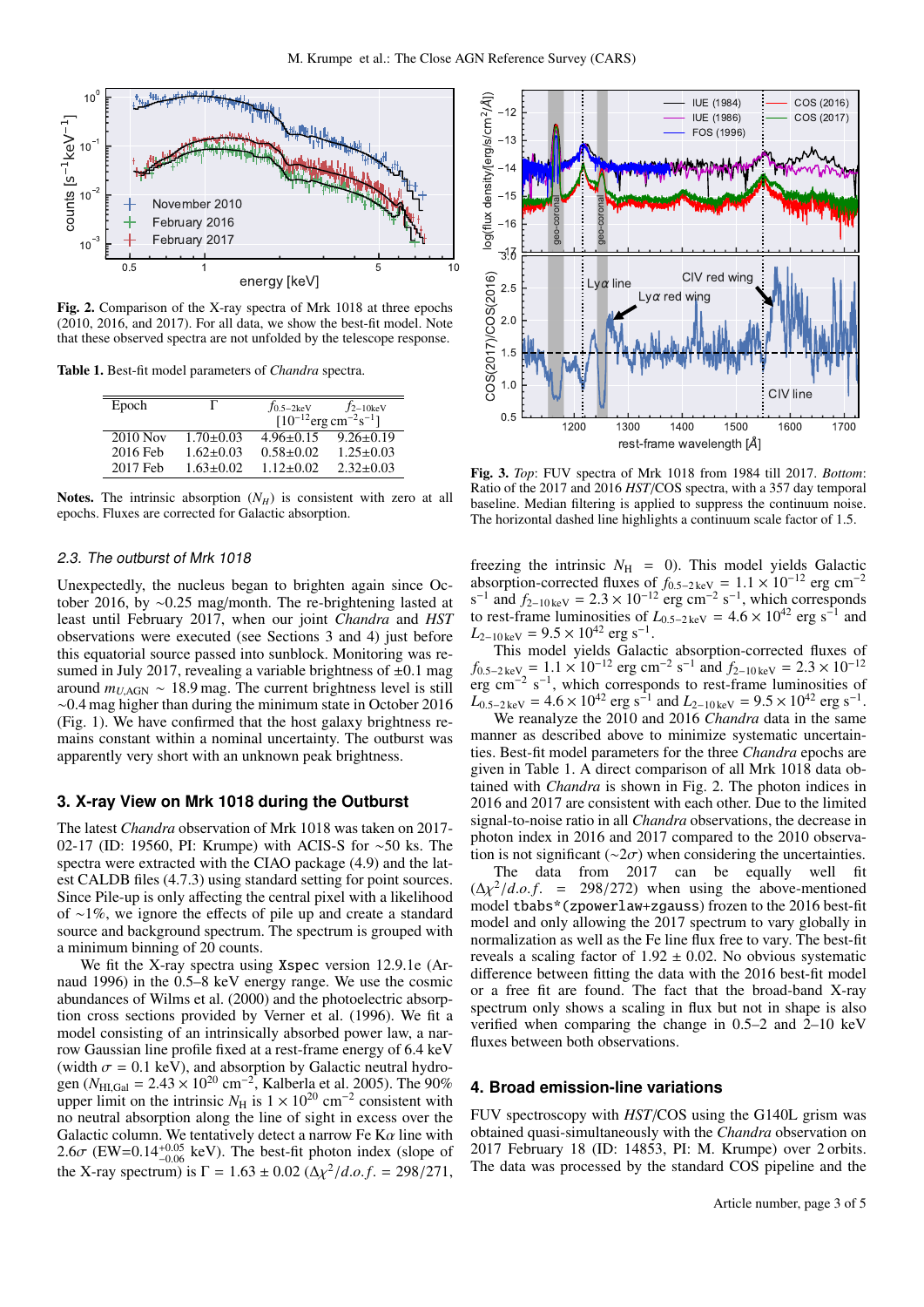**Fig. 2.** Comparison of the X-ray spectra of Mrk 1018 at three epochs (2010, 2016, and 2017). For all data, we show the best-fit model. Note that these observed spectra are not unfolded by the telescope response.

**Table 1.** Best-fit model parameters of *Chandra* spectra.

| Epoch | $\Gamma$ | $f_{0.5\text{–}2\,\mathrm{keV}}$ | $f_{2\text{–}10\,\mathrm{keV}}$ |
|---|---|---|---|
| | | $[10^{-12}\mathrm{erg\,cm^{-2}s^{-1}}]$ | |
| 2010 Nov | 1.70±0.03 | 4.96±0.15 | 9.26±0.19 |
| 2016 Feb | 1.62±0.03 | 0.58±0.02 | 1.25±0.03 |
| 2017 Feb | 1.63±0.02 | 1.12±0.02 | 2.32±0.03 |

**Notes.** The intrinsic absorption ($N_H$) is consistent with zero at all epochs. Fluxes are corrected for Galactic absorption.

### 2.3. The outburst of Mrk 1018

Unexpectedly, the nucleus began to brighten again since October 2016, by ~0.25 mag/month. The re-brightening lasted at least until February 2017, when our joint *Chandra* and *HST* observations were executed (see Sections 3 and 4) just before this equatorial source passed into sunblock. Monitoring was resumed in July 2017, revealing a variable brightness of ±0.1 mag around $m_{U,\mathrm{AGN}} \sim 18.9$ mag. The current brightness level is still ~0.4 mag higher than during the minimum state in October 2016 (Fig. 1). We have confirmed that the host galaxy brightness remains constant within a nominal uncertainty. The outburst was apparently very short with an unknown peak brightness.

## 3. X-ray View on Mrk 1018 during the Outburst

The latest *Chandra* observation of Mrk 1018 was taken on 2017-02-17 (ID: 19560, PI: Krumpe) with ACIS-S for ~50 ks. The spectra were extracted with the CIAO package (4.9) and the latest CALDB files (4.7.3) using standard setting for point sources. Since Pile-up is only affecting the central pixel with a likelihood of ~1%, we ignore the effects of pile up and create a standard source and background spectrum. The spectrum is grouped with a minimum binning of 20 counts.

We fit the X-ray spectra using `Xspec` version 12.9.1e (Arnaud 1996) in the 0.5–8 keV energy range. We use the cosmic abundances of Wilms et al. (2000) and the photoelectric absorption cross sections provided by Verner et al. (1996). We fit a model consisting of an intrinsically absorbed power law, a narrow Gaussian line profile fixed at a rest-frame energy of 6.4 keV (width $\sigma$ = 0.1 keV), and absorption by Galactic neutral hydrogen ($N_{\mathrm{H I,Gal}} = 2.43 \times 10^{20}$ cm$^{-2}$, Kalberla et al. 2005). The 90% upper limit on the intrinsic $N_{\mathrm{H}}$ is $1 \times 10^{20}$ cm$^{-2}$ consistent with no neutral absorption along the line of sight in excess over the Galactic column. We tentatively detect a narrow Fe K$\alpha$ line with 2.6$\sigma$ (EW=$0.14^{+0.05}_{-0.06}$ keV). The best-fit photon index (slope of the X-ray spectrum) is $\Gamma = 1.63 \pm 0.02$ ($\Delta\chi^2/d.o.f. = 298/271$, freezing the intrinsic $N_{\mathrm{H}}$ = 0). This model yields Galactic absorption-corrected fluxes of $f_{0.5\text{–}2\,\mathrm{keV}} = 1.1 \times 10^{-12}$ erg cm$^{-2}$ s$^{-1}$ and $f_{2\text{–}10\,\mathrm{keV}} = 2.3 \times 10^{-12}$ erg cm$^{-2}$ s$^{-1}$, which corresponds to rest-frame luminosities of $L_{0.5\text{–}2\,\mathrm{keV}} = 4.6 \times 10^{42}$ erg s$^{-1}$ and $L_{2\text{–}10\,\mathrm{keV}} = 9.5 \times 10^{42}$ erg s$^{-1}$.

This model yields Galactic absorption-corrected fluxes of $f_{0.5\text{–}2\,\mathrm{keV}} = 1.1 \times 10^{-12}$ erg cm$^{-2}$ s$^{-1}$ and $f_{2\text{–}10\,\mathrm{keV}} = 2.3 \times 10^{-12}$ erg cm$^{-2}$ s$^{-1}$, which corresponds to rest-frame luminosities of $L_{0.5\text{–}2\,\mathrm{keV}} = 4.6 \times 10^{42}$ erg s$^{-1}$ and $L_{2\text{–}10\,\mathrm{keV}} = 9.5 \times 10^{42}$ erg s$^{-1}$.

We reanalyze the 2010 and 2016 *Chandra* data in the same manner as described above to minimize systematic uncertainties. Best-fit model parameters for the three *Chandra* epochs are given in Table 1. A direct comparison of all Mrk 1018 data obtained with *Chandra* is shown in Fig. 2. The photon indices in 2016 and 2017 are consistent with each other. Due to the limited signal-to-noise ratio in all *Chandra* observations, the decrease in photon index in 2016 and 2017 compared to the 2010 observation is not significant (~2$\sigma$) when considering the uncertainties.

The data from 2017 can be equally well fit ($\Delta\chi^2/d.o.f.$ = 298/272) when using the above-mentioned model `tbabs*(zpowerlaw+zgauss)` frozen to the 2016 best-fit model and only allowing the 2017 spectrum to vary globally in normalization as well as the Fe line flux free to vary. The best-fit reveals a scaling factor of 1.92 ± 0.02. No obvious systematic difference between fitting the data with the 2016 best-fit model or a free fit are found. The fact that the broad-band X-ray spectrum only shows a scaling in flux but not in shape is also verified when comparing the change in 0.5–2 and 2–10 keV fluxes between both observations.

**Fig. 3.** *Top*: FUV spectra of Mrk 1018 from 1984 till 2017. *Bottom*: Ratio of the 2017 and 2016 *HST*/COS spectra, with a 357 day temporal baseline. Median filtering is applied to suppress the continuum noise. The horizontal dashed line highlights a continuum scale factor of 1.5.

## 4. Broad emission-line variations

FUV spectroscopy with *HST*/COS using the G140L grism was obtained quasi-simultaneously with the *Chandra* observation on 2017 February 18 (ID: 14853, PI: M. Krumpe) over 2 orbits. The data was processed by the standard COS pipeline and the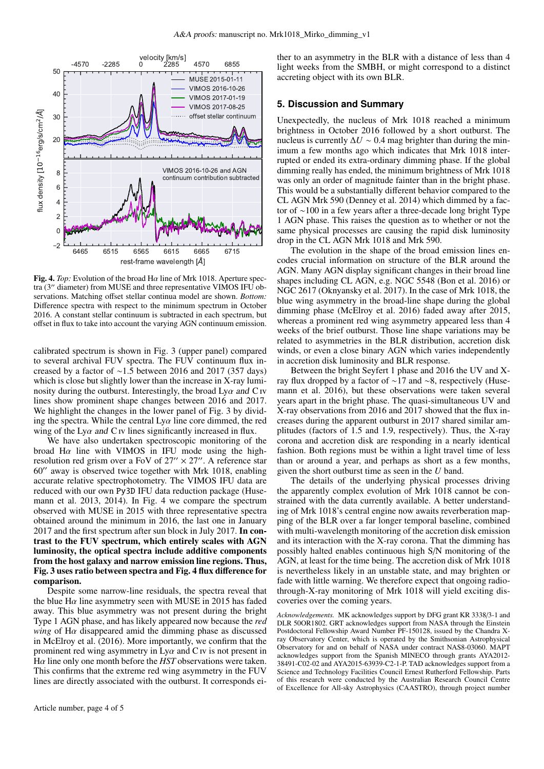Fig. 4. *Top:* Evolution of the broad Hα line of Mrk 1018. Aperture spectra (3″ diameter) from MUSE and three representative VIMOS IFU observations. Matching offset stellar continua model are shown. *Bottom:* Difference spectra with respect to the minimum spectrum in October 2016. A constant stellar continuum is subtracted in each spectrum, but offset in flux to take into account the varying AGN continuum emission.

calibrated spectrum is shown in Fig. 3 (upper panel) compared to several archival FUV spectra. The FUV continuum flux increased by a factor of ~1.5 between 2016 and 2017 (357 days) which is close but slightly lower than the increase in X-ray luminosity during the outburst. Interestingly, the broad Lyα and C IV lines show prominent shape changes between 2016 and 2017. We highlight the changes in the lower panel of Fig. 3 by dividing the spectra. While the central Lyα line core dimmed, the red wing of the Lyα and C IV lines significantly increased in flux.

We have also undertaken spectroscopic monitoring of the broad Hα line with VIMOS in IFU mode using the high-resolution red grism over a FoV of 27″ × 27″. A reference star 60″ away is observed twice together with Mrk 1018, enabling accurate relative spectrophotometry. The VIMOS IFU data are reduced with our own Py3D IFU data reduction package (Husemann et al. 2013, 2014). In Fig. 4 we compare the spectrum observed with MUSE in 2015 with three representative spectra obtained around the minimum in 2016, the last one in January 2017 and the first spectrum after sun block in July 2017. **In contrast to the FUV spectrum, which entirely scales with AGN luminosity, the optical spectra include additive components from the host galaxy and narrow emission line regions. Thus, Fig. 3 uses ratio between spectra and Fig. 4 flux difference for comparison.**

Despite some narrow-line residuals, the spectra reveal that the blue Hα line asymmetry seen with MUSE in 2015 has faded away. This blue asymmetry was not present during the bright Type 1 AGN phase, and has likely appeared now because the *red wing* of Hα disappeared amid the dimming phase as discussed in McElroy et al. (2016). More importantly, we confirm that the prominent red wing asymmetry in Lyα and C IV is not present in Hα line only one month before the *HST* observations were taken. This confirms that the extreme red wing asymmetry in the FUV lines are directly associated with the outburst. It corresponds either to an asymmetry in the BLR with a distance of less than 4 light weeks from the SMBH, or might correspond to a distinct accreting object with its own BLR.

## 5. Discussion and Summary

Unexpectedly, the nucleus of Mrk 1018 reached a minimum brightness in October 2016 followed by a short outburst. The nucleus is currently $\Delta U \sim 0.4$ mag brighter than during the minimum a few months ago which indicates that Mrk 1018 interrupted or ended its extra-ordinary dimming phase. If the global dimming really has ended, the minimum brightness of Mrk 1018 was only an order of magnitude fainter than in the bright phase. This would be a substantially different behavior compared to the CL AGN Mrk 590 (Denney et al. 2014) which dimmed by a factor of ~100 in a few years after a three-decade long bright Type 1 AGN phase. This raises the question as to whether or not the same physical processes are causing the rapid disk luminosity drop in the CL AGN Mrk 1018 and Mrk 590.

The evolution in the shape of the broad emission lines encodes crucial information on structure of the BLR around the AGN. Many AGN display significant changes in their broad line shapes including CL AGN, e.g. NGC 5548 (Bon et al. 2016) or NGC 2617 (Oknyansky et al. 2017). In the case of Mrk 1018, the blue wing asymmetry in the broad-line shape during the global dimming phase (McElroy et al. 2016) faded away after 2015, whereas a prominent red wing asymmetry appeared less than 4 weeks of the brief outburst. Those line shape variations may be related to asymmetries in the BLR distribution, accretion disk winds, or even a close binary AGN which varies independently in accretion disk luminosity and BLR response.

Between the bright Seyfert 1 phase and 2016 the UV and X-ray flux dropped by a factor of ~17 and ~8, respectively (Husemann et al. 2016), but these observations were taken several years apart in the bright phase. The quasi-simultaneous UV and X-ray observations from 2016 and 2017 showed that the flux increases during the apparent outburst in 2017 shared similar amplitudes (factors of 1.5 and 1.9, respectively). Thus, the X-ray corona and accretion disk are responding in a nearly identical fashion. Both regions must be within a light travel time of less than or around a year, and perhaps as short as a few months, given the short outburst time as seen in the $U$ band.

The details of the underlying physical processes driving the apparently complex evolution of Mrk 1018 cannot be constrained with the data currently available. A better understanding of Mrk 1018's central engine now awaits reverberation mapping of the BLR over a far longer temporal baseline, combined with multi-wavelength monitoring of the accretion disk emission and its interaction with the X-ray corona. That the dimming has possibly halted enables continuous high S/N monitoring of the AGN, at least for the time being. The accretion disk of Mrk 1018 is nevertheless likely in an unstable state, and may brighten or fade with little warning. We therefore expect that ongoing radio-through-X-ray monitoring of Mrk 1018 will yield exciting discoveries over the coming years.

*Acknowledgements.* MK acknowledges support by DFG grant KR 3338/3-1 and DLR 50OR1802. GRT acknowledges support from NASA through the Einstein Postdoctoral Fellowship Award Number PF-150128, issued by the Chandra X-ray Observatory Center, which is operated by the Smithsonian Astrophysical Observatory for and on behalf of NASA under contract NAS8-03060. MAPT acknowledges support from the Spanish MINECO through grants AYA2012-38491-C02-02 and AYA2015-63939-C2-1-P. TAD acknowledges support from a Science and Technology Facilities Council Ernest Rutherford Fellowship. Parts of this research were conducted by the Australian Research Council Centre of Excellence for All-sky Astrophysics (CAASTRO), through project number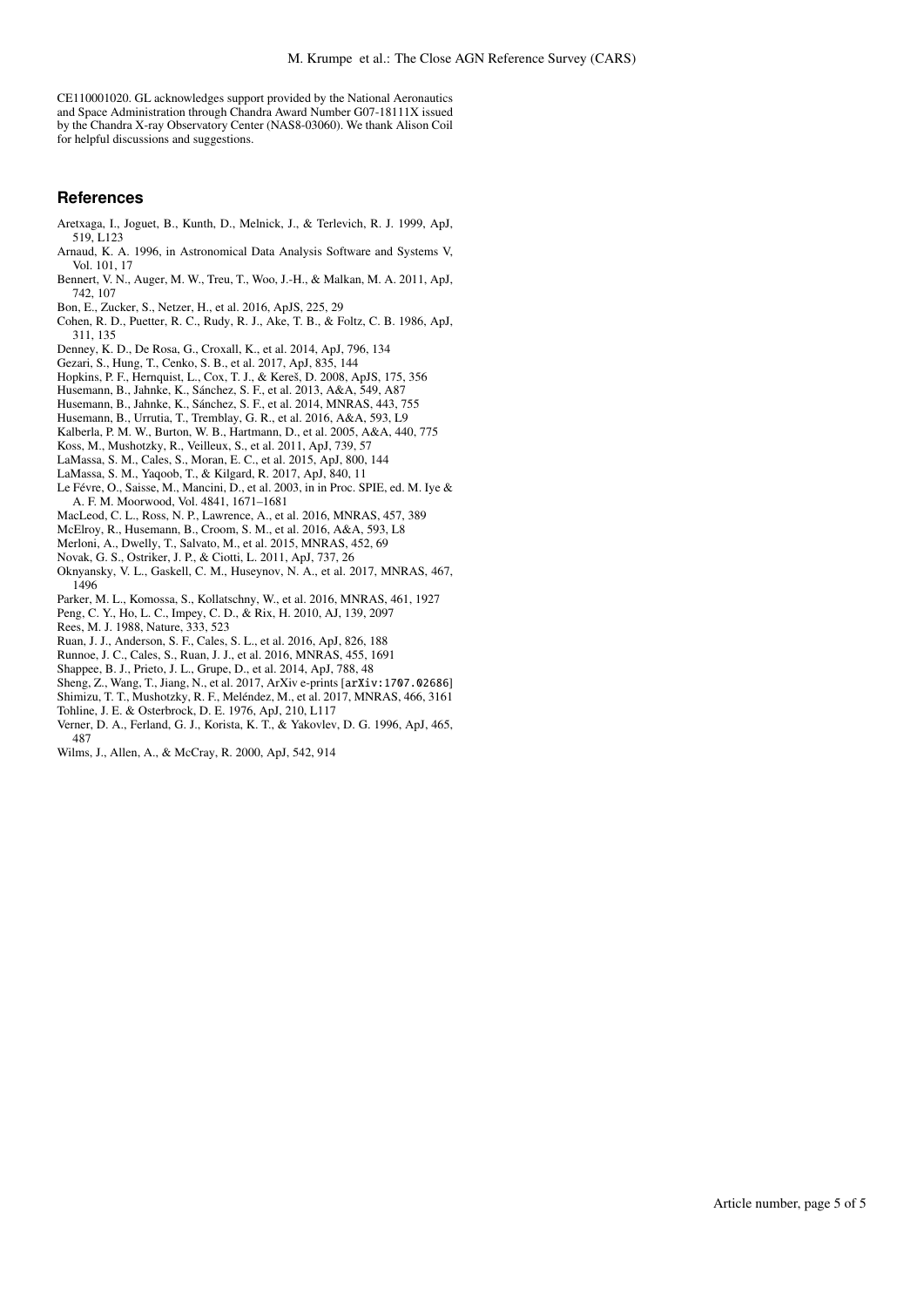CE110001020. GL acknowledges support provided by the National Aeronautics and Space Administration through Chandra Award Number G07-18111X issued by the Chandra X-ray Observatory Center (NAS8-03060). We thank Alison Coil for helpful discussions and suggestions.

## References

Aretxaga, I., Joguet, B., Kunth, D., Melnick, J., & Terlevich, R. J. 1999, ApJ, 519, L123

Arnaud, K. A. 1996, in Astronomical Data Analysis Software and Systems V, Vol. 101, 17

Bennert, V. N., Auger, M. W., Treu, T., Woo, J.-H., & Malkan, M. A. 2011, ApJ, 742, 107

Bon, E., Zucker, S., Netzer, H., et al. 2016, ApJS, 225, 29

Cohen, R. D., Puetter, R. C., Rudy, R. J., Ake, T. B., & Foltz, C. B. 1986, ApJ, 311, 135

Denney, K. D., De Rosa, G., Croxall, K., et al. 2014, ApJ, 796, 134

Gezari, S., Hung, T., Cenko, S. B., et al. 2017, ApJ, 835, 144

Hopkins, P. F., Hernquist, L., Cox, T. J., & Kereš, D. 2008, ApJS, 175, 356

Husemann, B., Jahnke, K., Sánchez, S. F., et al. 2013, A&A, 549, A87

Husemann, B., Jahnke, K., Sánchez, S. F., et al. 2014, MNRAS, 443, 755

Husemann, B., Urrutia, T., Tremblay, G. R., et al. 2016, A&A, 593, L9

Kalberla, P. M. W., Burton, W. B., Hartmann, D., et al. 2005, A&A, 440, 775

Koss, M., Mushotzky, R., Veilleux, S., et al. 2011, ApJ, 739, 57

LaMassa, S. M., Cales, S., Moran, E. C., et al. 2015, ApJ, 800, 144

LaMassa, S. M., Yaqoob, T., & Kilgard, R. 2017, ApJ, 840, 11

Le Févre, O., Saisse, M., Mancini, D., et al. 2003, in in Proc. SPIE, ed. M. Iye & A. F. M. Moorwood, Vol. 4841, 1671–1681

MacLeod, C. L., Ross, N. P., Lawrence, A., et al. 2016, MNRAS, 457, 389

McElroy, R., Husemann, B., Croom, S. M., et al. 2016, A&A, 593, L8

Merloni, A., Dwelly, T., Salvato, M., et al. 2015, MNRAS, 452, 69

Novak, G. S., Ostriker, J. P., & Ciotti, L. 2011, ApJ, 737, 26

Oknyansky, V. L., Gaskell, C. M., Huseynov, N. A., et al. 2017, MNRAS, 467, 1496

Parker, M. L., Komossa, S., Kollatschny, W., et al. 2016, MNRAS, 461, 1927

Peng, C. Y., Ho, L. C., Impey, C. D., & Rix, H. 2010, AJ, 139, 2097

Rees, M. J. 1988, Nature, 333, 523

Ruan, J. J., Anderson, S. F., Cales, S. L., et al. 2016, ApJ, 826, 188

Runnoe, J. C., Cales, S., Ruan, J. J., et al. 2016, MNRAS, 455, 1691

Shappee, B. J., Prieto, J. L., Grupe, D., et al. 2014, ApJ, 788, 48

Sheng, Z., Wang, T., Jiang, N., et al. 2017, ArXiv e-prints [arXiv:1707.02686]

Shimizu, T. T., Mushotzky, R. F., Meléndez, M., et al. 2017, MNRAS, 466, 3161

Tohline, J. E. & Osterbrock, D. E. 1976, ApJ, 210, L117

Verner, D. A., Ferland, G. J., Korista, K. T., & Yakovlev, D. G. 1996, ApJ, 465, 487

Wilms, J., Allen, A., & McCray, R. 2000, ApJ, 542, 914